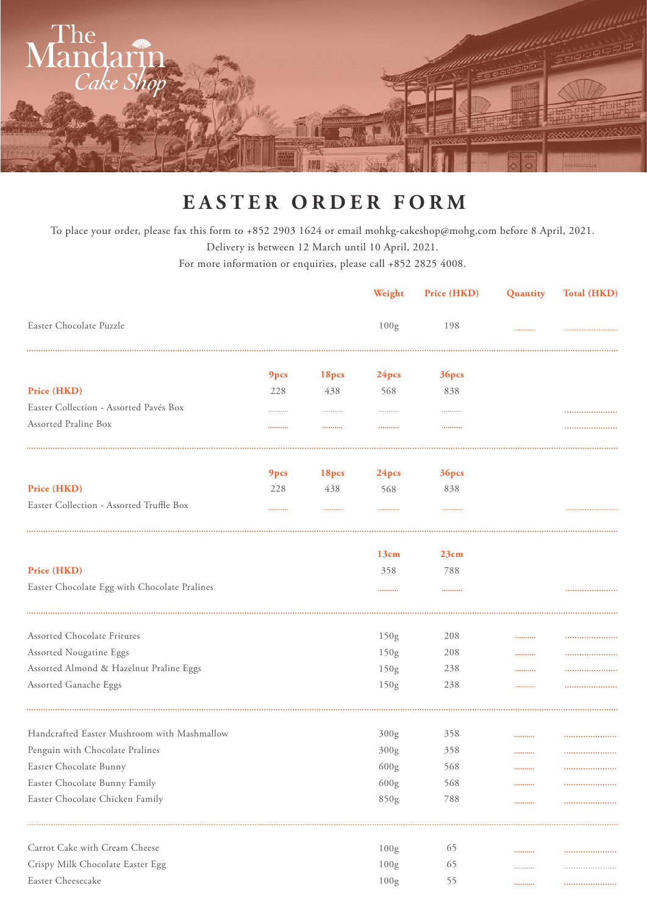The Mandarin Cake Shop

# EASTER ORDER FORM

To place your order, please fax this form to +852 2903 1624 or email mohkg-cakeshop@mohg.com before 8 April, 2021.
Delivery is between 12 March until 10 April, 2021.
For more information or enquiries, please call +852 2825 4008.

| | Weight | Price (HKD) | Quantity | Total (HKD) |
|---|---|---|---|---|
| Easter Chocolate Puzzle | 100g | 198 | .......... | ...................... |

| | 9pcs | 18pcs | 24pcs | 36pcs | Total (HKD) |
|---|---|---|---|---|---|
| **Price (HKD)** | 228 | 438 | 568 | 838 | |
| Easter Collection - Assorted Pavés Box | .......... | .......... | .......... | .......... | ...................... |
| Assorted Praline Box | .......... | .......... | .......... | .......... | ...................... |

| | 9pcs | 18pcs | 24pcs | 36pcs | Total (HKD) |
|---|---|---|---|---|---|
| **Price (HKD)** | 228 | 438 | 568 | 838 | |
| Easter Collection - Assorted Truffle Box | .......... | .......... | .......... | .......... | ...................... |

| | 13cm | 23cm | Total (HKD) |
|---|---|---|---|
| **Price (HKD)** | 358 | 788 | |
| Easter Chocolate Egg with Chocolate Pralines | .......... | .......... | ...................... |

| | Weight | Price (HKD) | Quantity | Total (HKD) |
|---|---|---|---|---|
| Assorted Chocolate Fritures | 150g | 208 | .......... | ...................... |
| Assorted Nougatine Eggs | 150g | 208 | .......... | ...................... |
| Assorted Almond & Hazelnut Praline Eggs | 150g | 238 | .......... | ...................... |
| Assorted Ganache Eggs | 150g | 238 | .......... | ...................... |
| Handcrafted Easter Mushroom with Mashmallow | 300g | 358 | .......... | ...................... |
| Penguin with Chocolate Pralines | 300g | 358 | .......... | ...................... |
| Easter Chocolate Bunny | 600g | 568 | .......... | ...................... |
| Easter Chocolate Bunny Family | 600g | 568 | .......... | ...................... |
| Easter Chocolate Chicken Family | 850g | 788 | .......... | ...................... |
| Carrot Cake with Cream Cheese | 100g | 65 | .......... | ...................... |
| Crispy Milk Chocolate Easter Egg | 100g | 65 | .......... | ...................... |
| Easter Cheesecake | 100g | 55 | .......... | ...................... |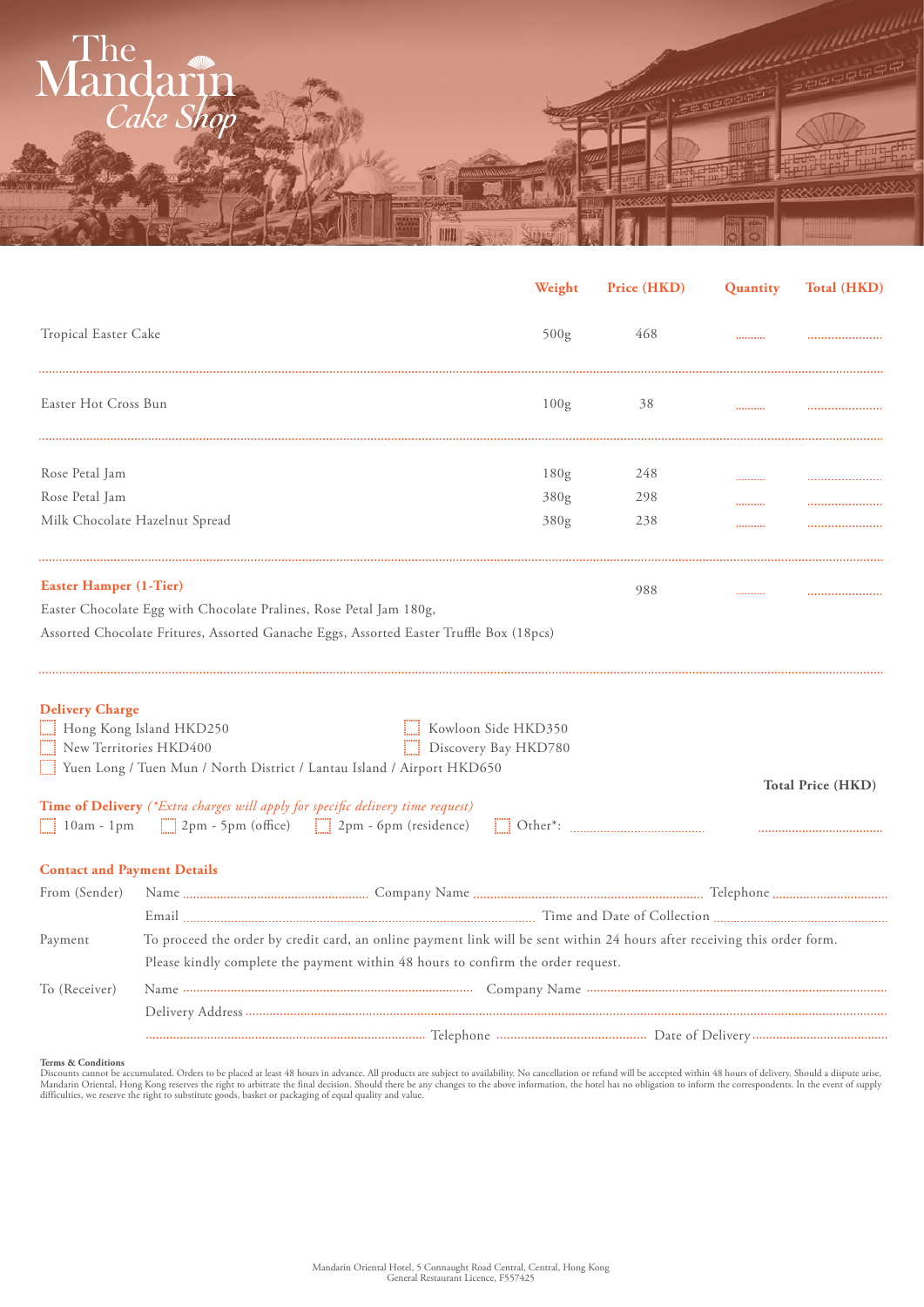# The Mandarin Cake Shop

| | Weight | Price (HKD) | Quantity | Total (HKD) |
|---|---|---|---|---|
| Tropical Easter Cake | 500g | 468 | .......... | ...................... |
| Easter Hot Cross Bun | 100g | 38 | .......... | ...................... |
| Rose Petal Jam | 180g | 248 | .......... | ...................... |
| Rose Petal Jam | 380g | 298 | .......... | ...................... |
| Milk Chocolate Hazelnut Spread | 380g | 238 | .......... | ...................... |
| **Easter Hamper (1-Tier)**<br>Easter Chocolate Egg with Chocolate Pralines, Rose Petal Jam 180g, Assorted Chocolate Fritures, Assorted Ganache Eggs, Assorted Easter Truffle Box (18pcs) | | 988 | .......... | ...................... |

**Delivery Charge**

- ☐ Hong Kong Island HKD250
- ☐ Kowloon Side HKD350
- ☐ New Territories HKD400
- ☐ Discovery Bay HKD780
- ☐ Yuen Long / Tuen Mun / North District / Lantau Island / Airport HKD650

**Total Price (HKD)** ......................................

**Time of Delivery** *(\*Extra charges will apply for specific delivery time request)*

☐ 10am - 1pm ☐ 2pm - 5pm (office) ☐ 2pm - 6pm (residence) ☐ Other\*: ..............................

**Contact and Payment Details**

From (Sender) Name ........................ Company Name ........................ Telephone ........................

Email ........................ Time and Date of Collection ........................

Payment To proceed the order by credit card, an online payment link will be sent within 24 hours after receiving this order form. Please kindly complete the payment within 48 hours to confirm the order request.

To (Receiver) Name ........................ Company Name ........................

Delivery Address ........................

........................ Telephone ........................ Date of Delivery ........................

**Terms & Conditions**

Discounts cannot be accumulated. Orders to be placed at least 48 hours in advance. All products are subject to availability. No cancellation or refund will be accepted within 48 hours of delivery. Should a dispute arise, Mandarin Oriental, Hong Kong reserves the right to arbitrate the final decision. Should there be any changes to the above information, the hotel has no obligation to inform the correspondents. In the event of supply difficulties, we reserve the right to substitute goods, basket or packaging of equal quality and value.

Mandarin Oriental Hotel, 5 Connaught Road Central, Central, Hong Kong
General Restaurant Licence, F557425